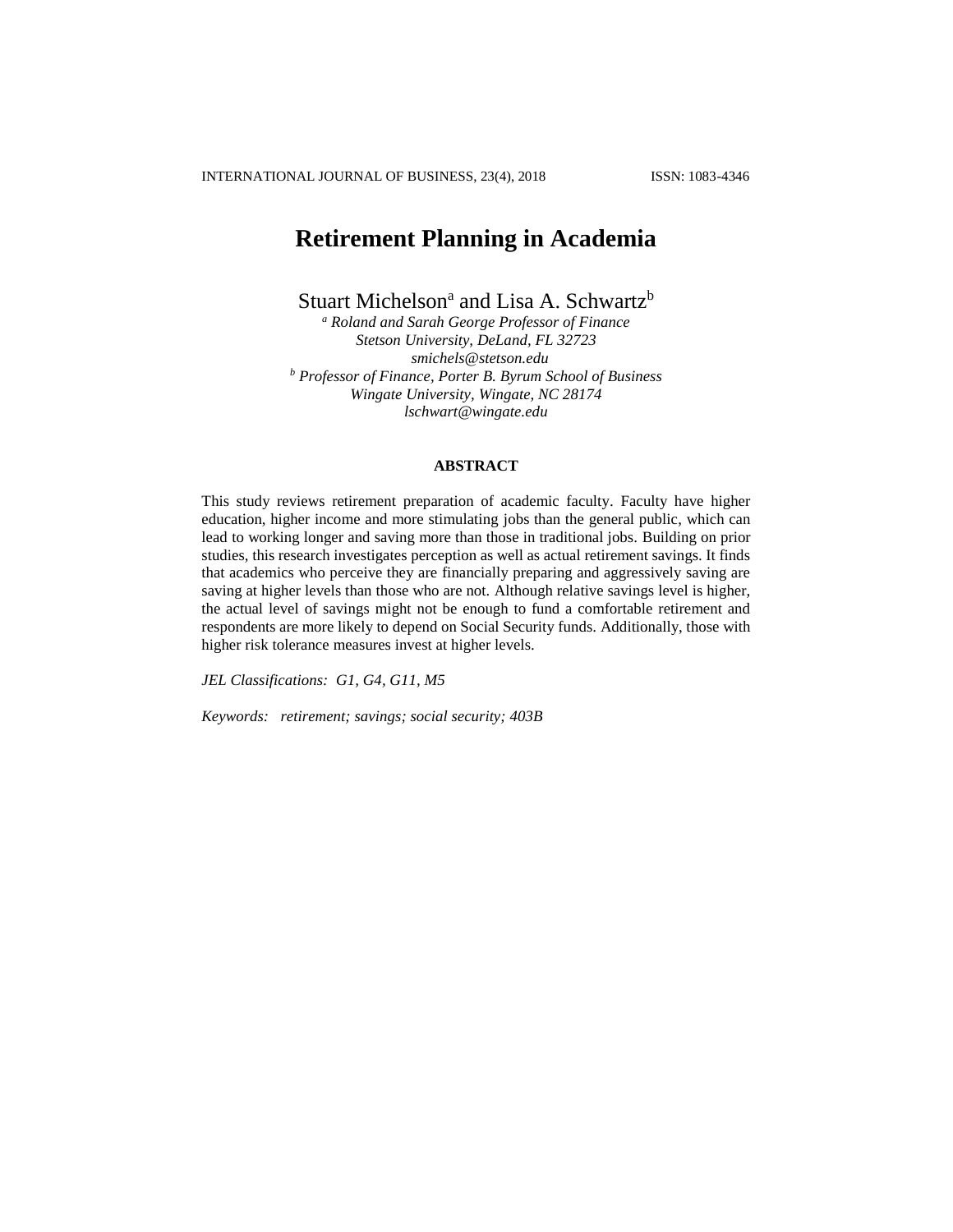# Retirement Planning in Academia

Stuart Michelson[a] and Lisa A. Schwartz[b]

[a] *Roland and Sarah George Professor of Finance*
*Stetson University, DeLand, FL 32723*
*smichels@stetson.edu*

[b] *Professor of Finance, Porter B. Byrum School of Business*
*Wingate University, Wingate, NC 28174*
*lschwart@wingate.edu*

## ABSTRACT

This study reviews retirement preparation of academic faculty. Faculty have higher education, higher income and more stimulating jobs than the general public, which can lead to working longer and saving more than those in traditional jobs. Building on prior studies, this research investigates perception as well as actual retirement savings. It finds that academics who perceive they are financially preparing and aggressively saving are saving at higher levels than those who are not. Although relative savings level is higher, the actual level of savings might not be enough to fund a comfortable retirement and respondents are more likely to depend on Social Security funds. Additionally, those with higher risk tolerance measures invest at higher levels.

*JEL Classifications: G1, G4, G11, M5*

*Keywords: retirement; savings; social security; 403B*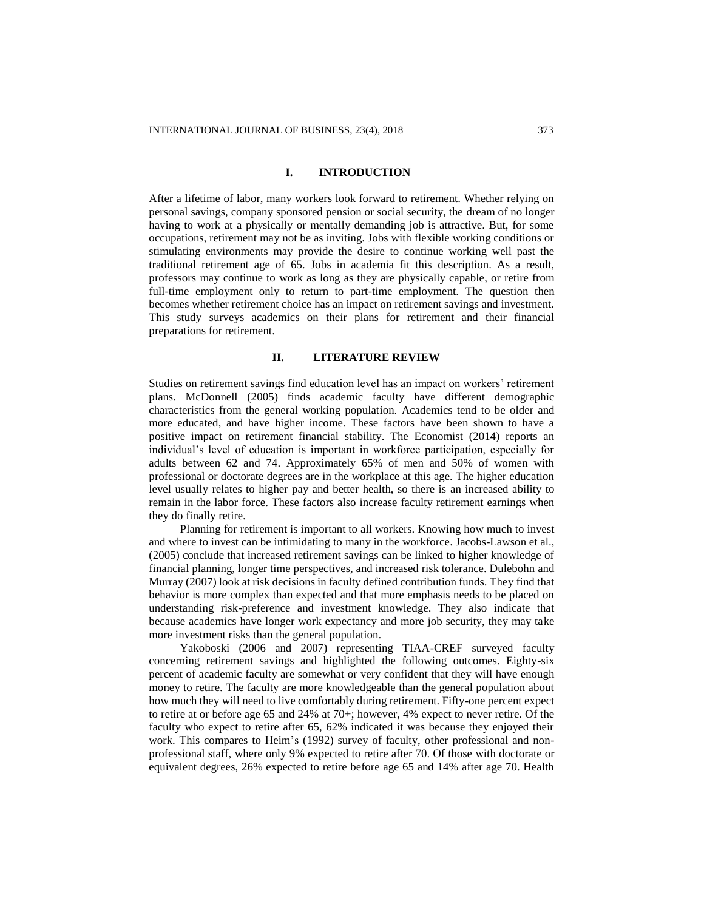## I. INTRODUCTION

After a lifetime of labor, many workers look forward to retirement. Whether relying on personal savings, company sponsored pension or social security, the dream of no longer having to work at a physically or mentally demanding job is attractive. But, for some occupations, retirement may not be as inviting. Jobs with flexible working conditions or stimulating environments may provide the desire to continue working well past the traditional retirement age of 65. Jobs in academia fit this description. As a result, professors may continue to work as long as they are physically capable, or retire from full-time employment only to return to part-time employment. The question then becomes whether retirement choice has an impact on retirement savings and investment. This study surveys academics on their plans for retirement and their financial preparations for retirement.

## II. LITERATURE REVIEW

Studies on retirement savings find education level has an impact on workers' retirement plans. McDonnell (2005) finds academic faculty have different demographic characteristics from the general working population. Academics tend to be older and more educated, and have higher income. These factors have been shown to have a positive impact on retirement financial stability. The Economist (2014) reports an individual's level of education is important in workforce participation, especially for adults between 62 and 74. Approximately 65% of men and 50% of women with professional or doctorate degrees are in the workplace at this age. The higher education level usually relates to higher pay and better health, so there is an increased ability to remain in the labor force. These factors also increase faculty retirement earnings when they do finally retire.

Planning for retirement is important to all workers. Knowing how much to invest and where to invest can be intimidating to many in the workforce. Jacobs-Lawson et al., (2005) conclude that increased retirement savings can be linked to higher knowledge of financial planning, longer time perspectives, and increased risk tolerance. Dulebohn and Murray (2007) look at risk decisions in faculty defined contribution funds. They find that behavior is more complex than expected and that more emphasis needs to be placed on understanding risk-preference and investment knowledge. They also indicate that because academics have longer work expectancy and more job security, they may take more investment risks than the general population.

Yakoboski (2006 and 2007) representing TIAA-CREF surveyed faculty concerning retirement savings and highlighted the following outcomes. Eighty-six percent of academic faculty are somewhat or very confident that they will have enough money to retire. The faculty are more knowledgeable than the general population about how much they will need to live comfortably during retirement. Fifty-one percent expect to retire at or before age 65 and 24% at 70+; however, 4% expect to never retire. Of the faculty who expect to retire after 65, 62% indicated it was because they enjoyed their work. This compares to Heim's (1992) survey of faculty, other professional and non-professional staff, where only 9% expected to retire after 70. Of those with doctorate or equivalent degrees, 26% expected to retire before age 65 and 14% after age 70. Health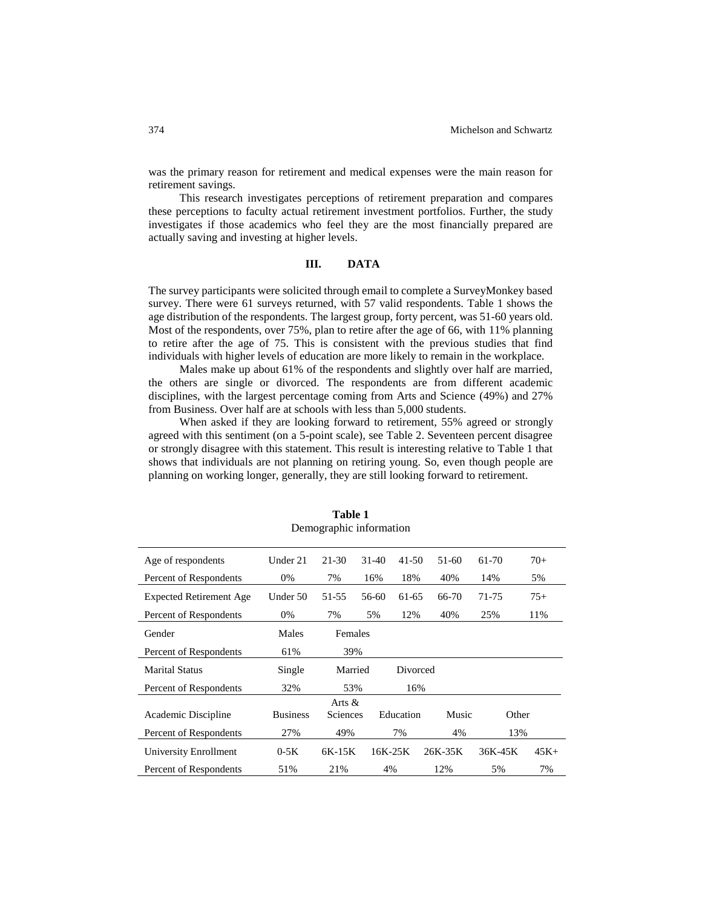was the primary reason for retirement and medical expenses were the main reason for retirement savings.

This research investigates perceptions of retirement preparation and compares these perceptions to faculty actual retirement investment portfolios. Further, the study investigates if those academics who feel they are the most financially prepared are actually saving and investing at higher levels.

## III. DATA

The survey participants were solicited through email to complete a SurveyMonkey based survey. There were 61 surveys returned, with 57 valid respondents. Table 1 shows the age distribution of the respondents. The largest group, forty percent, was 51-60 years old. Most of the respondents, over 75%, plan to retire after the age of 66, with 11% planning to retire after the age of 75. This is consistent with the previous studies that find individuals with higher levels of education are more likely to remain in the workplace.

Males make up about 61% of the respondents and slightly over half are married, the others are single or divorced. The respondents are from different academic disciplines, with the largest percentage coming from Arts and Science (49%) and 27% from Business. Over half are at schools with less than 5,000 students.

When asked if they are looking forward to retirement, 55% agreed or strongly agreed with this sentiment (on a 5-point scale), see Table 2. Seventeen percent disagree or strongly disagree with this statement. This result is interesting relative to Table 1 that shows that individuals are not planning on retiring young. So, even though people are planning on working longer, generally, they are still looking forward to retirement.

**Table 1**
Demographic information

| | | | | | | | |
|---|---|---|---|---|---|---|---|
| Age of respondents | Under 21 | 21-30 | 31-40 | 41-50 | 51-60 | 61-70 | 70+ |
| Percent of Respondents | 0% | 7% | 16% | 18% | 40% | 14% | 5% |
| Expected Retirement Age | Under 50 | 51-55 | 56-60 | 61-65 | 66-70 | 71-75 | 75+ |
| Percent of Respondents | 0% | 7% | 5% | 12% | 40% | 25% | 11% |
| Gender | Males | Females | | | | | |
| Percent of Respondents | 61% | 39% | | | | | |
| Marital Status | Single | Married | Divorced | | | | |
| Percent of Respondents | 32% | 53% | 16% | | | | |
| Academic Discipline | Business | Arts & Sciences | Education | Music | Other | | |
| Percent of Respondents | 27% | 49% | 7% | 4% | 13% | | |
| University Enrollment | 0-5K | 6K-15K | 16K-25K | 26K-35K | 36K-45K | 45K+ | |
| Percent of Respondents | 51% | 21% | 4% | 12% | 5% | 7% | |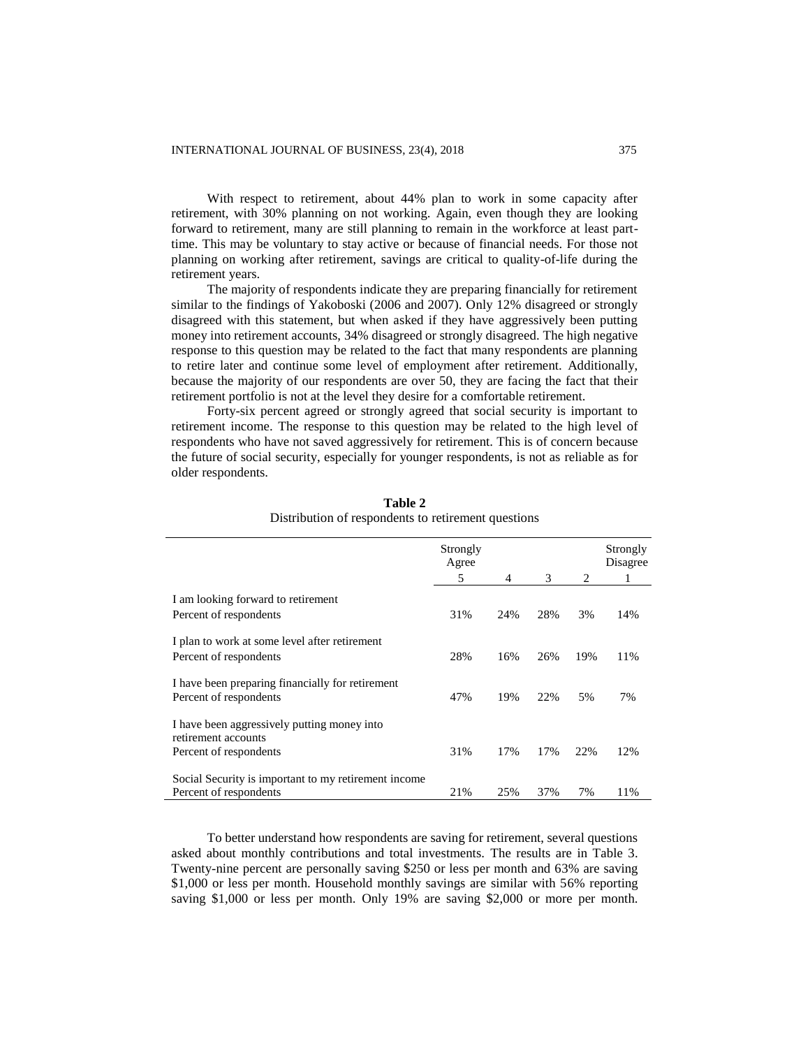With respect to retirement, about 44% plan to work in some capacity after retirement, with 30% planning on not working. Again, even though they are looking forward to retirement, many are still planning to remain in the workforce at least part-time. This may be voluntary to stay active or because of financial needs. For those not planning on working after retirement, savings are critical to quality-of-life during the retirement years.

The majority of respondents indicate they are preparing financially for retirement similar to the findings of Yakoboski (2006 and 2007). Only 12% disagreed or strongly disagreed with this statement, but when asked if they have aggressively been putting money into retirement accounts, 34% disagreed or strongly disagreed. The high negative response to this question may be related to the fact that many respondents are planning to retire later and continue some level of employment after retirement. Additionally, because the majority of our respondents are over 50, they are facing the fact that their retirement portfolio is not at the level they desire for a comfortable retirement.

Forty-six percent agreed or strongly agreed that social security is important to retirement income. The response to this question may be related to the high level of respondents who have not saved aggressively for retirement. This is of concern because the future of social security, especially for younger respondents, is not as reliable as for older respondents.

**Table 2**
Distribution of respondents to retirement questions

| | Strongly Agree 5 | 4 | 3 | 2 | Strongly Disagree 1 |
|---|---|---|---|---|---|
| I am looking forward to retirement<br>Percent of respondents | 31% | 24% | 28% | 3% | 14% |
| I plan to work at some level after retirement<br>Percent of respondents | 28% | 16% | 26% | 19% | 11% |
| I have been preparing financially for retirement<br>Percent of respondents | 47% | 19% | 22% | 5% | 7% |
| I have been aggressively putting money into retirement accounts<br>Percent of respondents | 31% | 17% | 17% | 22% | 12% |
| Social Security is important to my retirement income<br>Percent of respondents | 21% | 25% | 37% | 7% | 11% |

To better understand how respondents are saving for retirement, several questions asked about monthly contributions and total investments. The results are in Table 3. Twenty-nine percent are personally saving $250 or less per month and 63% are saving $1,000 or less per month. Household monthly savings are similar with 56% reporting saving $1,000 or less per month. Only 19% are saving $2,000 or more per month.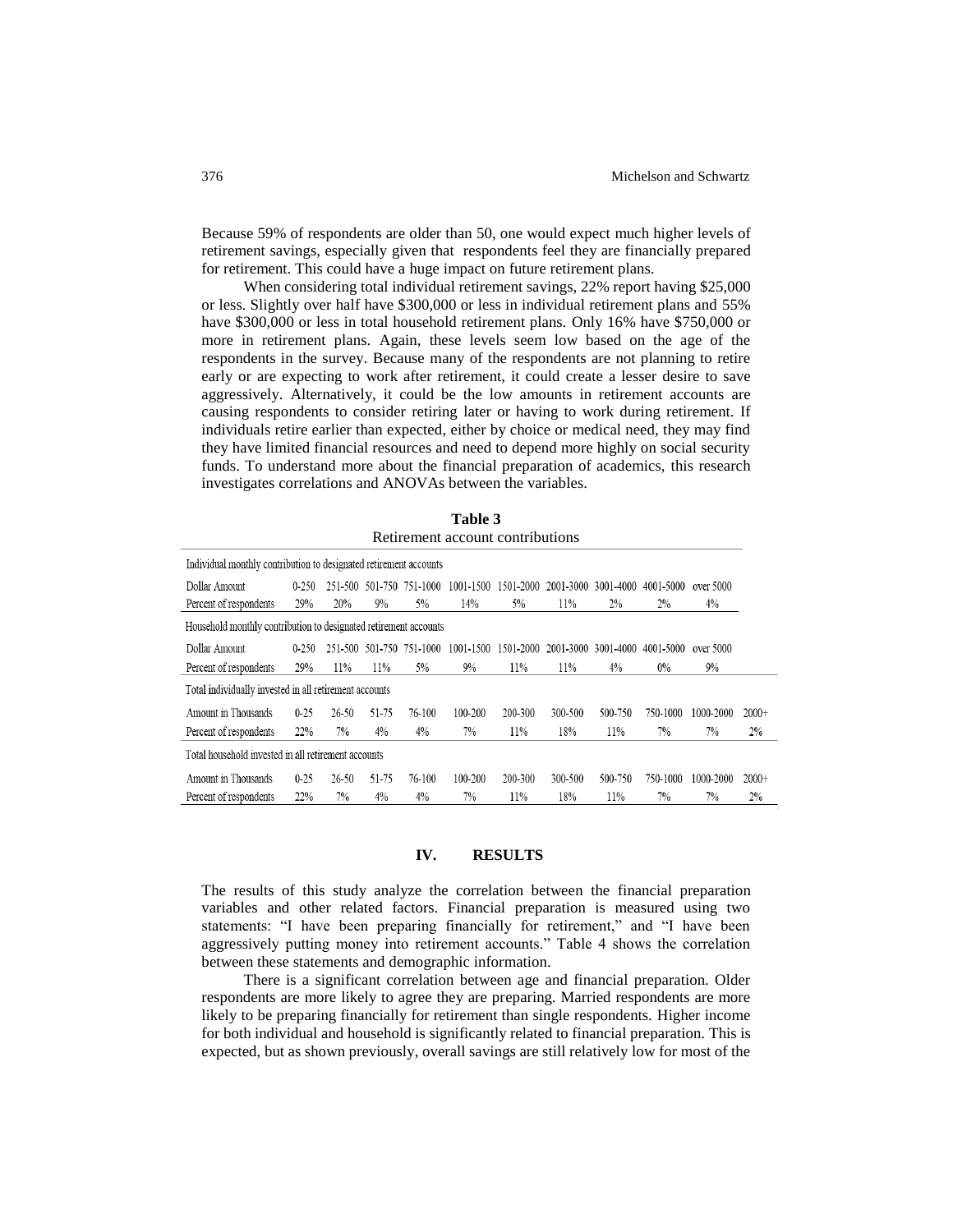Because 59% of respondents are older than 50, one would expect much higher levels of retirement savings, especially given that respondents feel they are financially prepared for retirement. This could have a huge impact on future retirement plans.

When considering total individual retirement savings, 22% report having \$25,000 or less. Slightly over half have \$300,000 or less in individual retirement plans and 55% have \$300,000 or less in total household retirement plans. Only 16% have \$750,000 or more in retirement plans. Again, these levels seem low based on the age of the respondents in the survey. Because many of the respondents are not planning to retire early or are expecting to work after retirement, it could create a lesser desire to save aggressively. Alternatively, it could be the low amounts in retirement accounts are causing respondents to consider retiring later or having to work during retirement. If individuals retire earlier than expected, either by choice or medical need, they may find they have limited financial resources and need to depend more highly on social security funds. To understand more about the financial preparation of academics, this research investigates correlations and ANOVAs between the variables.

**Table 3**
Retirement account contributions

| Individual monthly contribution to designated retirement accounts | | | | | | | | | | | |
|---|---|---|---|---|---|---|---|---|---|---|---|
| Dollar Amount | 0-250 | 251-500 | 501-750 | 751-1000 | 1001-1500 | 1501-2000 | 2001-3000 | 3001-4000 | 4001-5000 | over 5000 | |
| Percent of respondents | 29% | 20% | 9% | 5% | 14% | 5% | 11% | 2% | 2% | 4% | |
| **Household monthly contribution to designated retirement accounts** | | | | | | | | | | | |
| Dollar Amount | 0-250 | 251-500 | 501-750 | 751-1000 | 1001-1500 | 1501-2000 | 2001-3000 | 3001-4000 | 4001-5000 | over 5000 | |
| Percent of respondents | 29% | 11% | 11% | 5% | 9% | 11% | 11% | 4% | 0% | 9% | |
| **Total individually invested in all retirement accounts** | | | | | | | | | | | |
| Amount in Thousands | 0-25 | 26-50 | 51-75 | 76-100 | 100-200 | 200-300 | 300-500 | 500-750 | 750-1000 | 1000-2000 | 2000+ |
| Percent of respondents | 22% | 7% | 4% | 4% | 7% | 11% | 18% | 11% | 7% | 7% | 2% |
| **Total household invested in all retirement accounts** | | | | | | | | | | | |
| Amount in Thousands | 0-25 | 26-50 | 51-75 | 76-100 | 100-200 | 200-300 | 300-500 | 500-750 | 750-1000 | 1000-2000 | 2000+ |
| Percent of respondents | 22% | 7% | 4% | 4% | 7% | 11% | 18% | 11% | 7% | 7% | 2% |

## IV. RESULTS

The results of this study analyze the correlation between the financial preparation variables and other related factors. Financial preparation is measured using two statements: "I have been preparing financially for retirement," and "I have been aggressively putting money into retirement accounts." Table 4 shows the correlation between these statements and demographic information.

There is a significant correlation between age and financial preparation. Older respondents are more likely to agree they are preparing. Married respondents are more likely to be preparing financially for retirement than single respondents. Higher income for both individual and household is significantly related to financial preparation. This is expected, but as shown previously, overall savings are still relatively low for most of the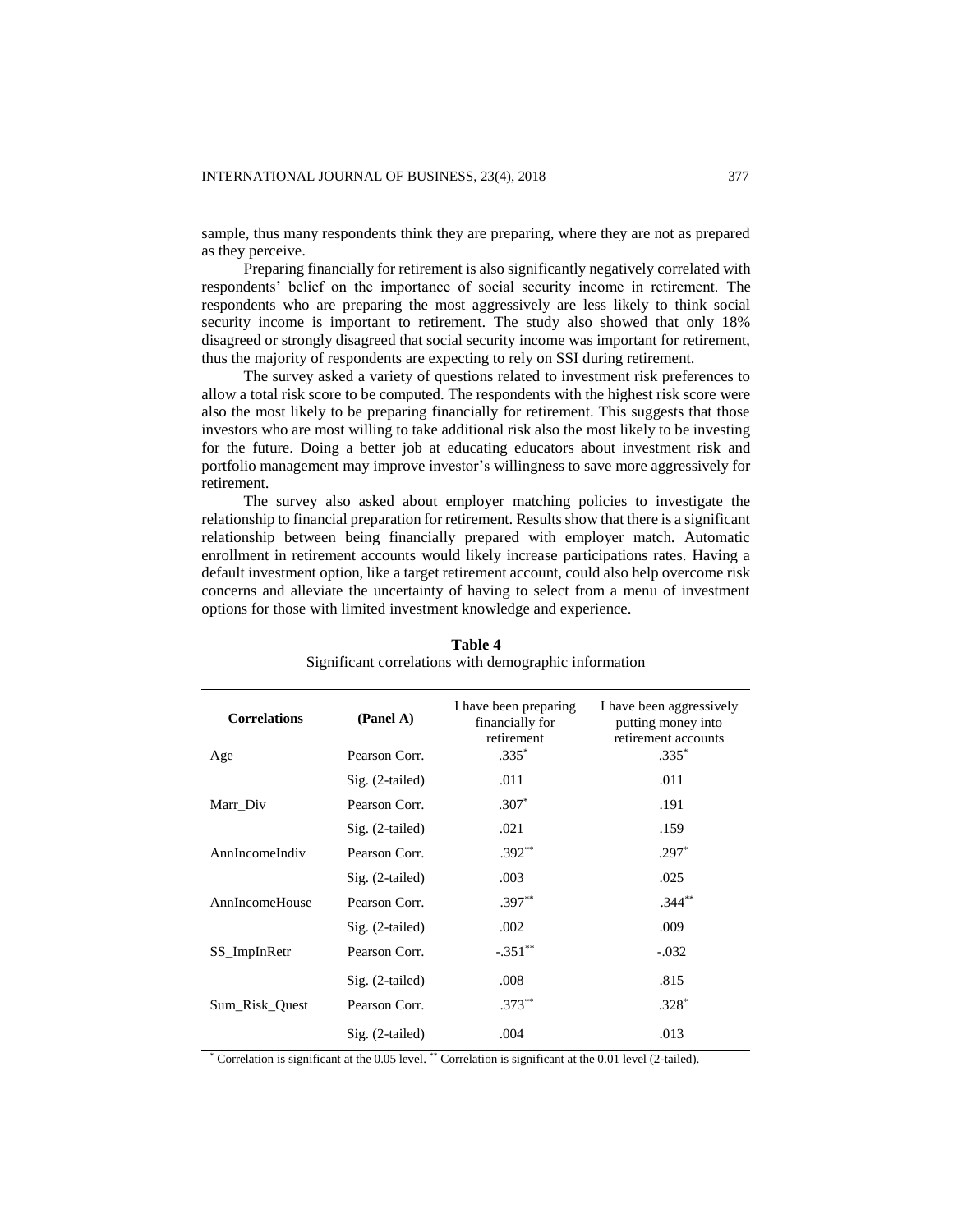sample, thus many respondents think they are preparing, where they are not as prepared as they perceive.

Preparing financially for retirement is also significantly negatively correlated with respondents' belief on the importance of social security income in retirement. The respondents who are preparing the most aggressively are less likely to think social security income is important to retirement. The study also showed that only 18% disagreed or strongly disagreed that social security income was important for retirement, thus the majority of respondents are expecting to rely on SSI during retirement.

The survey asked a variety of questions related to investment risk preferences to allow a total risk score to be computed. The respondents with the highest risk score were also the most likely to be preparing financially for retirement. This suggests that those investors who are most willing to take additional risk also the most likely to be investing for the future. Doing a better job at educating educators about investment risk and portfolio management may improve investor's willingness to save more aggressively for retirement.

The survey also asked about employer matching policies to investigate the relationship to financial preparation for retirement. Results show that there is a significant relationship between being financially prepared with employer match. Automatic enrollment in retirement accounts would likely increase participations rates. Having a default investment option, like a target retirement account, could also help overcome risk concerns and alleviate the uncertainty of having to select from a menu of investment options for those with limited investment knowledge and experience.

**Table 4**
Significant correlations with demographic information

| Correlations | (Panel A) | I have been preparing financially for retirement | I have been aggressively putting money into retirement accounts |
|---|---|---|---|
| Age | Pearson Corr. | .335* | .335* |
| | Sig. (2-tailed) | .011 | .011 |
| Marr_Div | Pearson Corr. | .307* | .191 |
| | Sig. (2-tailed) | .021 | .159 |
| AnnIncomeIndiv | Pearson Corr. | .392** | .297* |
| | Sig. (2-tailed) | .003 | .025 |
| AnnIncomeHouse | Pearson Corr. | .397** | .344** |
| | Sig. (2-tailed) | .002 | .009 |
| SS_ImpInRetr | Pearson Corr. | -.351** | -.032 |
| | Sig. (2-tailed) | .008 | .815 |
| Sum_Risk_Quest | Pearson Corr. | .373** | .328* |
| | Sig. (2-tailed) | .004 | .013 |

\* Correlation is significant at the 0.05 level. ** Correlation is significant at the 0.01 level (2-tailed).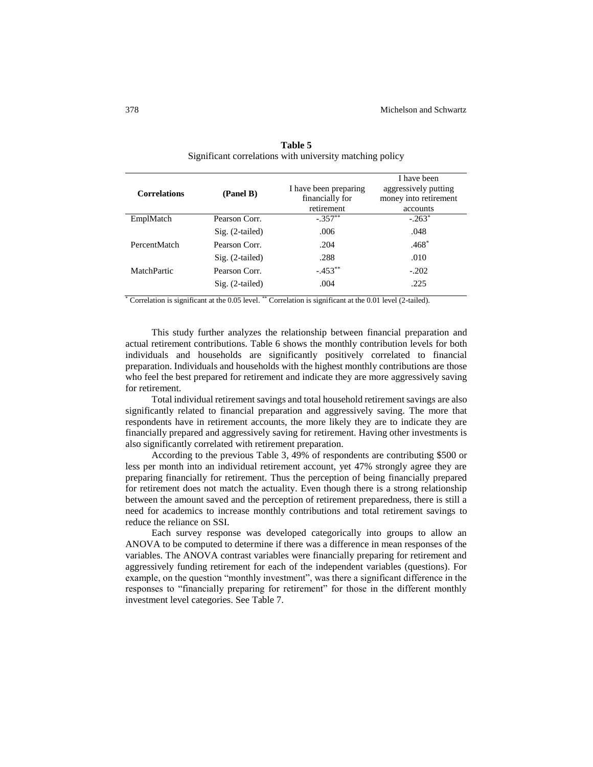**Table 5**
Significant correlations with university matching policy

| Correlations | (Panel B) | I have been preparing financially for retirement | I have been aggressively putting money into retirement accounts |
|---|---|---|---|
| EmplMatch | Pearson Corr. | -.357** | -.263* |
| | Sig. (2-tailed) | .006 | .048 |
| PercentMatch | Pearson Corr. | .204 | .468* |
| | Sig. (2-tailed) | .288 | .010 |
| MatchPartic | Pearson Corr. | -.453** | -.202 |
| | Sig. (2-tailed) | .004 | .225 |

* Correlation is significant at the 0.05 level. ** Correlation is significant at the 0.01 level (2-tailed).

This study further analyzes the relationship between financial preparation and actual retirement contributions. Table 6 shows the monthly contribution levels for both individuals and households are significantly positively correlated to financial preparation. Individuals and households with the highest monthly contributions are those who feel the best prepared for retirement and indicate they are more aggressively saving for retirement.

Total individual retirement savings and total household retirement savings are also significantly related to financial preparation and aggressively saving. The more that respondents have in retirement accounts, the more likely they are to indicate they are financially prepared and aggressively saving for retirement. Having other investments is also significantly correlated with retirement preparation.

According to the previous Table 3, 49% of respondents are contributing $500 or less per month into an individual retirement account, yet 47% strongly agree they are preparing financially for retirement. Thus the perception of being financially prepared for retirement does not match the actuality. Even though there is a strong relationship between the amount saved and the perception of retirement preparedness, there is still a need for academics to increase monthly contributions and total retirement savings to reduce the reliance on SSI.

Each survey response was developed categorically into groups to allow an ANOVA to be computed to determine if there was a difference in mean responses of the variables. The ANOVA contrast variables were financially preparing for retirement and aggressively funding retirement for each of the independent variables (questions). For example, on the question "monthly investment", was there a significant difference in the responses to "financially preparing for retirement" for those in the different monthly investment level categories. See Table 7.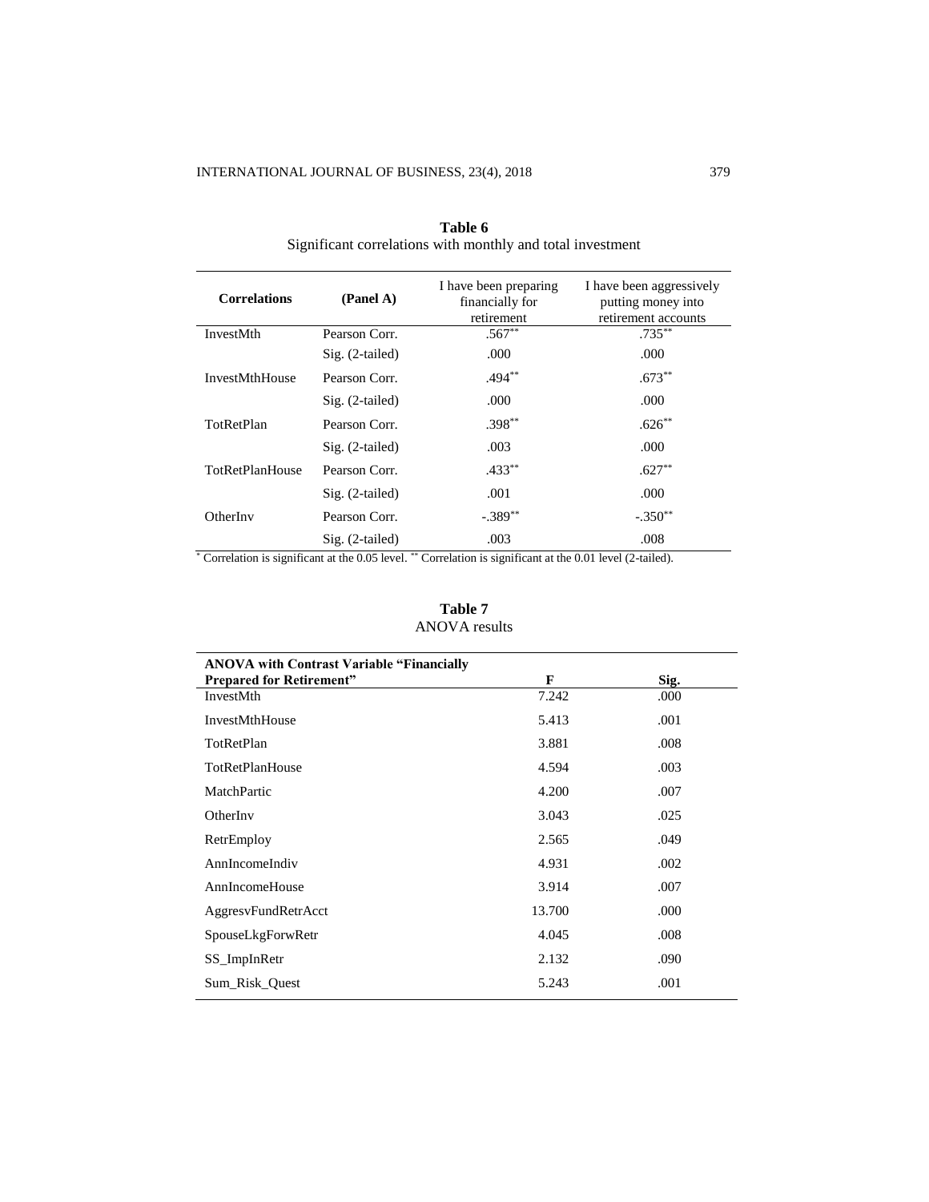**Table 6**
Significant correlations with monthly and total investment

| Correlations | (Panel A) | I have been preparing financially for retirement | I have been aggressively putting money into retirement accounts |
|---|---|---|---|
| InvestMth | Pearson Corr. | .567** | .735** |
| | Sig. (2-tailed) | .000 | .000 |
| InvestMthHouse | Pearson Corr. | .494** | .673** |
| | Sig. (2-tailed) | .000 | .000 |
| TotRetPlan | Pearson Corr. | .398** | .626** |
| | Sig. (2-tailed) | .003 | .000 |
| TotRetPlanHouse | Pearson Corr. | .433** | .627** |
| | Sig. (2-tailed) | .001 | .000 |
| OtherInv | Pearson Corr. | -.389** | -.350** |
| | Sig. (2-tailed) | .003 | .008 |

* Correlation is significant at the 0.05 level. ** Correlation is significant at the 0.01 level (2-tailed).

**Table 7**
ANOVA results

| ANOVA with Contrast Variable "Financially Prepared for Retirement" | F | Sig. |
|---|---|---|
| InvestMth | 7.242 | .000 |
| InvestMthHouse | 5.413 | .001 |
| TotRetPlan | 3.881 | .008 |
| TotRetPlanHouse | 4.594 | .003 |
| MatchPartic | 4.200 | .007 |
| OtherInv | 3.043 | .025 |
| RetrEmploy | 2.565 | .049 |
| AnnIncomeIndiv | 4.931 | .002 |
| AnnIncomeHouse | 3.914 | .007 |
| AggresvFundRetrAcct | 13.700 | .000 |
| SpouseLkgForwRetr | 4.045 | .008 |
| SS_ImpInRetr | 2.132 | .090 |
| Sum_Risk_Quest | 5.243 | .001 |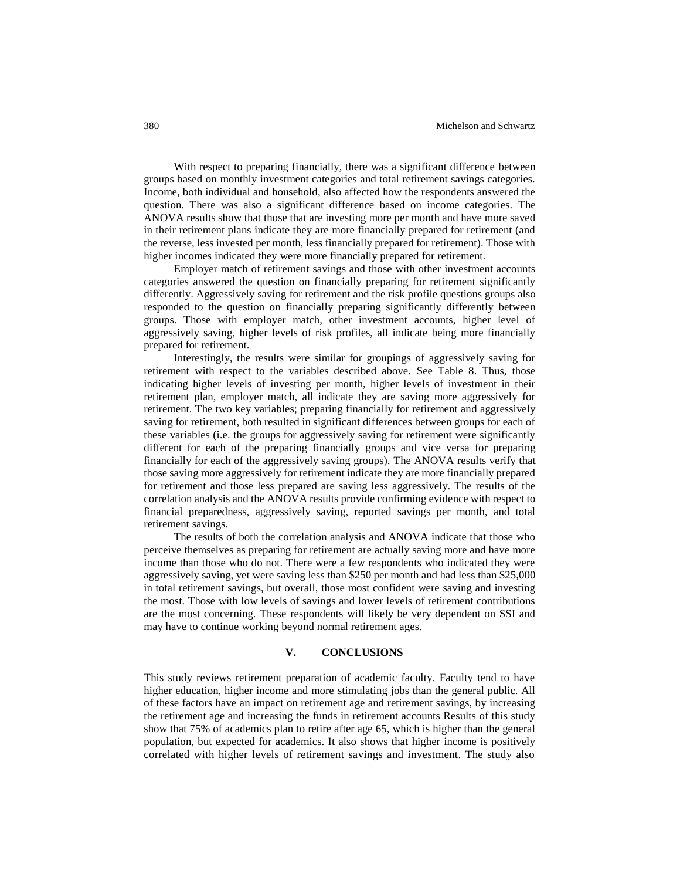With respect to preparing financially, there was a significant difference between groups based on monthly investment categories and total retirement savings categories. Income, both individual and household, also affected how the respondents answered the question. There was also a significant difference based on income categories. The ANOVA results show that those that are investing more per month and have more saved in their retirement plans indicate they are more financially prepared for retirement (and the reverse, less invested per month, less financially prepared for retirement). Those with higher incomes indicated they were more financially prepared for retirement.

Employer match of retirement savings and those with other investment accounts categories answered the question on financially preparing for retirement significantly differently. Aggressively saving for retirement and the risk profile questions groups also responded to the question on financially preparing significantly differently between groups. Those with employer match, other investment accounts, higher level of aggressively saving, higher levels of risk profiles, all indicate being more financially prepared for retirement.

Interestingly, the results were similar for groupings of aggressively saving for retirement with respect to the variables described above. See Table 8. Thus, those indicating higher levels of investing per month, higher levels of investment in their retirement plan, employer match, all indicate they are saving more aggressively for retirement. The two key variables; preparing financially for retirement and aggressively saving for retirement, both resulted in significant differences between groups for each of these variables (i.e. the groups for aggressively saving for retirement were significantly different for each of the preparing financially groups and vice versa for preparing financially for each of the aggressively saving groups). The ANOVA results verify that those saving more aggressively for retirement indicate they are more financially prepared for retirement and those less prepared are saving less aggressively. The results of the correlation analysis and the ANOVA results provide confirming evidence with respect to financial preparedness, aggressively saving, reported savings per month, and total retirement savings.

The results of both the correlation analysis and ANOVA indicate that those who perceive themselves as preparing for retirement are actually saving more and have more income than those who do not. There were a few respondents who indicated they were aggressively saving, yet were saving less than $250 per month and had less than $25,000 in total retirement savings, but overall, those most confident were saving and investing the most. Those with low levels of savings and lower levels of retirement contributions are the most concerning. These respondents will likely be very dependent on SSI and may have to continue working beyond normal retirement ages.

## V. CONCLUSIONS

This study reviews retirement preparation of academic faculty. Faculty tend to have higher education, higher income and more stimulating jobs than the general public. All of these factors have an impact on retirement age and retirement savings, by increasing the retirement age and increasing the funds in retirement accounts Results of this study show that 75% of academics plan to retire after age 65, which is higher than the general population, but expected for academics. It also shows that higher income is positively correlated with higher levels of retirement savings and investment. The study also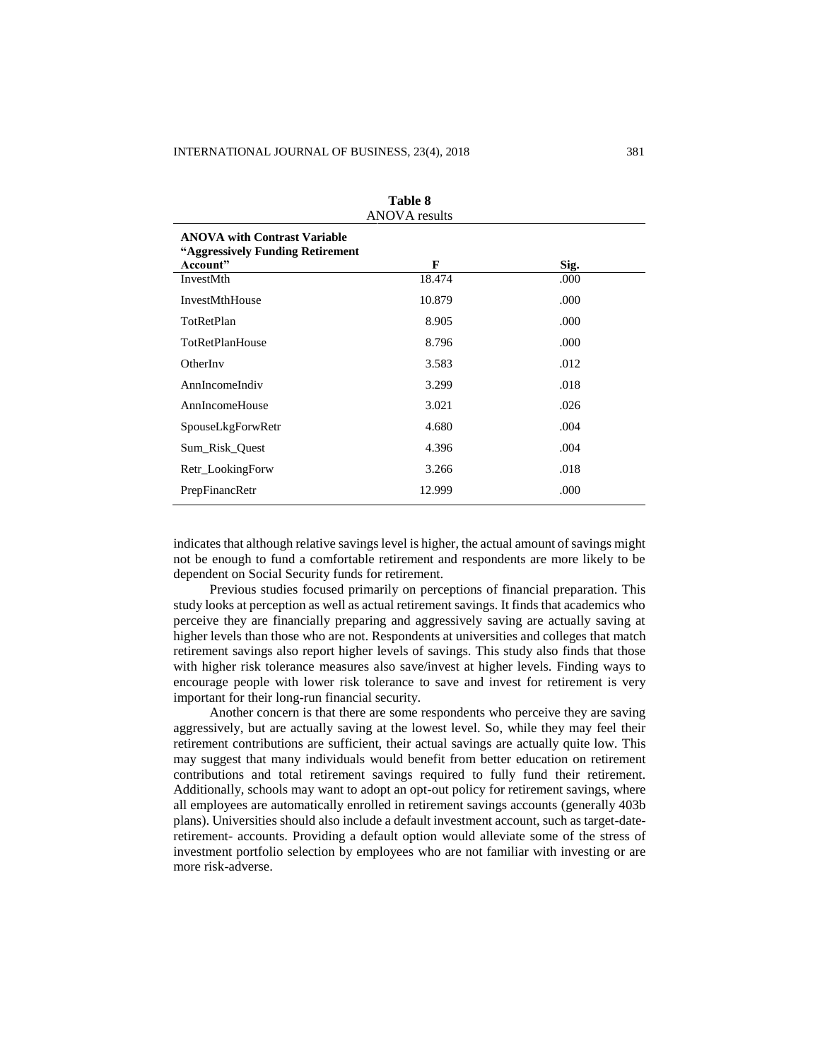**Table 8**
ANOVA results

| **ANOVA with Contrast Variable "Aggressively Funding Retirement Account"** | **F** | **Sig.** |
|---|---|---|
| InvestMth | 18.474 | .000 |
| InvestMthHouse | 10.879 | .000 |
| TotRetPlan | 8.905 | .000 |
| TotRetPlanHouse | 8.796 | .000 |
| OtherInv | 3.583 | .012 |
| AnnIncomeIndiv | 3.299 | .018 |
| AnnIncomeHouse | 3.021 | .026 |
| SpouseLkgForwRetr | 4.680 | .004 |
| Sum_Risk_Quest | 4.396 | .004 |
| Retr_LookingForw | 3.266 | .018 |
| PrepFinancRetr | 12.999 | .000 |

indicates that although relative savings level is higher, the actual amount of savings might not be enough to fund a comfortable retirement and respondents are more likely to be dependent on Social Security funds for retirement.

Previous studies focused primarily on perceptions of financial preparation. This study looks at perception as well as actual retirement savings. It finds that academics who perceive they are financially preparing and aggressively saving are actually saving at higher levels than those who are not. Respondents at universities and colleges that match retirement savings also report higher levels of savings. This study also finds that those with higher risk tolerance measures also save/invest at higher levels. Finding ways to encourage people with lower risk tolerance to save and invest for retirement is very important for their long-run financial security.

Another concern is that there are some respondents who perceive they are saving aggressively, but are actually saving at the lowest level. So, while they may feel their retirement contributions are sufficient, their actual savings are actually quite low. This may suggest that many individuals would benefit from better education on retirement contributions and total retirement savings required to fully fund their retirement. Additionally, schools may want to adopt an opt-out policy for retirement savings, where all employees are automatically enrolled in retirement savings accounts (generally 403b plans). Universities should also include a default investment account, such as target-date-retirement- accounts. Providing a default option would alleviate some of the stress of investment portfolio selection by employees who are not familiar with investing or are more risk-adverse.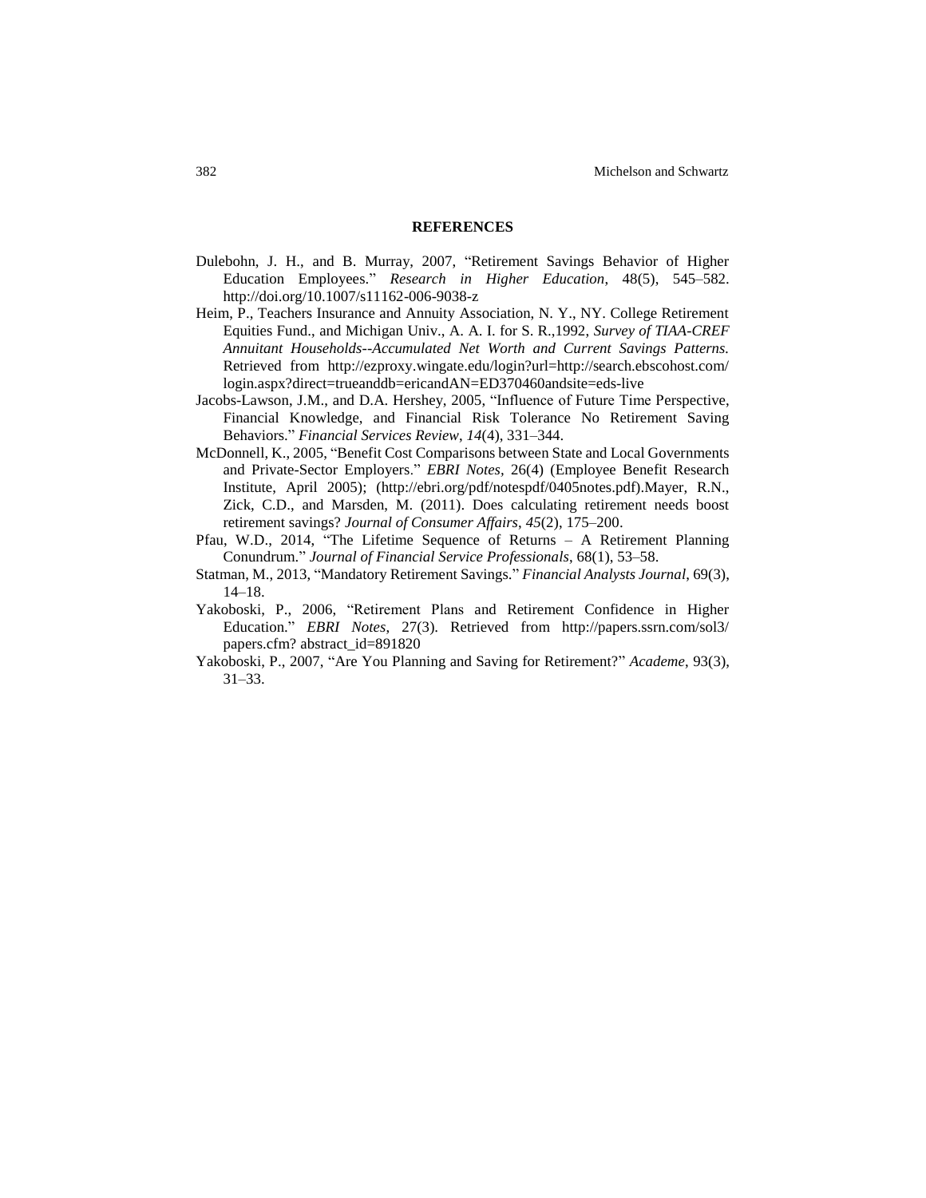## REFERENCES

Dulebohn, J. H., and B. Murray, 2007, "Retirement Savings Behavior of Higher Education Employees." *Research in Higher Education*, 48(5), 545–582. http://doi.org/10.1007/s11162-006-9038-z

Heim, P., Teachers Insurance and Annuity Association, N. Y., NY. College Retirement Equities Fund., and Michigan Univ., A. A. I. for S. R.,1992, *Survey of TIAA-CREF Annuitant Households--Accumulated Net Worth and Current Savings Patterns.* Retrieved from http://ezproxy.wingate.edu/login?url=http://search.ebscohost.com/login.aspx?direct=trueanddb=ericandAN=ED370460andsite=eds-live

Jacobs-Lawson, J.M., and D.A. Hershey, 2005, "Influence of Future Time Perspective, Financial Knowledge, and Financial Risk Tolerance No Retirement Saving Behaviors." *Financial Services Review*, *14*(4), 331–344.

McDonnell, K., 2005, "Benefit Cost Comparisons between State and Local Governments and Private-Sector Employers." *EBRI Notes*, 26(4) (Employee Benefit Research Institute, April 2005); (http://ebri.org/pdf/notespdf/0405notes.pdf).Mayer, R.N., Zick, C.D., and Marsden, M. (2011). Does calculating retirement needs boost retirement savings? *Journal of Consumer Affairs*, *45*(2), 175–200.

Pfau, W.D., 2014, "The Lifetime Sequence of Returns – A Retirement Planning Conundrum." *Journal of Financial Service Professionals*, 68(1), 53–58.

Statman, M., 2013, "Mandatory Retirement Savings." *Financial Analysts Journal*, 69(3), 14–18.

Yakoboski, P., 2006, "Retirement Plans and Retirement Confidence in Higher Education." *EBRI Notes*, 27(3). Retrieved from http://papers.ssrn.com/sol3/papers.cfm? abstract_id=891820

Yakoboski, P., 2007, "Are You Planning and Saving for Retirement?" *Academe*, 93(3), 31–33.